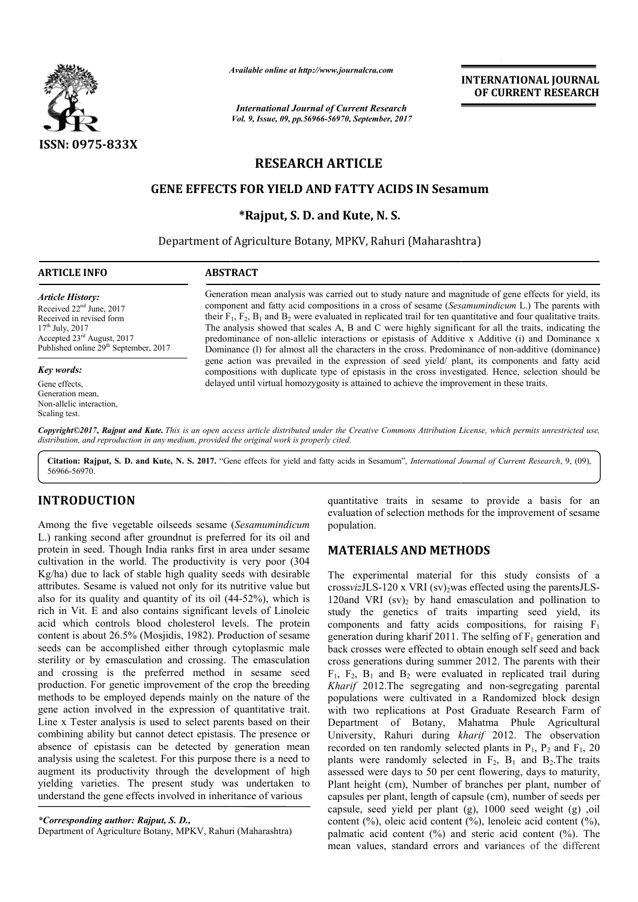*Available online at http://www.journalcra.com*

*International Journal of Current Research*
*Vol. 9, Issue, 09, pp.56966-56970, September, 2017*

**INTERNATIONAL JOURNAL OF CURRENT RESEARCH**

ISSN: 0975-833X

# RESEARCH ARTICLE

# GENE EFFECTS FOR YIELD AND FATTY ACIDS IN Sesamum

**\*Rajput, S. D. and Kute, N. S.**

Department of Agriculture Botany, MPKV, Rahuri (Maharashtra)

## ARTICLE INFO

*Article History:*
Received 22[nd] June, 2017
Received in revised form
17[th] July, 2017
Accepted 23[rd] August, 2017
Published online 29[th] September, 2017

*Key words:*
Gene effects,
Generation mean,
Non-allelic interaction,
Scaling test.

## ABSTRACT

Generation mean analysis was carried out to study nature and magnitude of gene effects for yield, its component and fatty acid compositions in a cross of sesame (*Sesamumindicum* L.) The parents with their $F_1$, $F_2$, $B_1$ and $B_2$ were evaluated in replicated trail for ten quantitative and four qualitative traits. The analysis showed that scales A, B and C were highly significant for all the traits, indicating the predominance of non-allelic interactions or epistasis of Additive x Additive (i) and Dominance x Dominance (l) for almost all the characters in the cross. Predominance of non-additive (dominance) gene action was prevailed in the expression of seed yield/ plant, its components and fatty acid compositions with duplicate type of epistasis in the cross investigated. Hence, selection should be delayed until virtual homozygosity is attained to achieve the improvement in these traits.

*Copyright©2017, Rajput and Kute. This is an open access article distributed under the Creative Commons Attribution License, which permits unrestricted use, distribution, and reproduction in any medium, provided the original work is properly cited.*

**Citation: Rajput, S. D. and Kute, N. S. 2017.** "Gene effects for yield and fatty acids in Sesamum", *International Journal of Current Research*, 9, (09), 56966-56970.

## INTRODUCTION

Among the five vegetable oilseeds sesame (*Sesamumindicum* L.) ranking second after groundnut is preferred for its oil and protein in seed. Though India ranks first in area under sesame cultivation in the world. The productivity is very poor (304 Kg/ha) due to lack of stable high quality seeds with desirable attributes. Sesame is valued not only for its nutritive value but also for its quality and quantity of its oil (44-52%), which is rich in Vit. E and also contains significant levels of Linoleic acid which controls blood cholesterol levels. The protein content is about 26.5% (Mosjidis, 1982). Production of sesame seeds can be accomplished either through cytoplasmic male sterility or by emasculation and crossing. The emasculation and crossing is the preferred method in sesame seed production. For genetic improvement of the crop the breeding methods to be employed depends mainly on the nature of the gene action involved in the expression of quantitative trait. Line x Tester analysis is used to select parents based on their combining ability but cannot detect epistasis. The presence or absence of epistasis can be detected by generation mean analysis using the scaletest. For this purpose there is a need to augment its productivity through the development of high yielding varieties. The present study was undertaken to understand the gene effects involved in inheritance of various quantitative traits in sesame to provide a basis for an evaluation of selection methods for the improvement of sesame population.

*\*Corresponding author: Rajput, S. D.,*
Department of Agriculture Botany, MPKV, Rahuri (Maharashtra)

## MATERIALS AND METHODS

The experimental material for this study consists of a cross*viz*JLS-120 x VRI $(sv)_2$was effected using the parentsJLS-120and VRI $(sv)_2$ by hand emasculation and pollination to study the genetics of traits imparting seed yield, its components and fatty acids compositions, for raising $F_1$ generation during kharif 2011. The selfing of $F_1$ generation and back crosses were effected to obtain enough self seed and back cross generations during summer 2012. The parents with their $F_1$, $F_2$, $B_1$ and $B_2$ were evaluated in replicated trail during *Kharif* 2012.The segregating and non-segregating parental populations were cultivated in a Randomized block design with two replications at Post Graduate Research Farm of Department of Botany, Mahatma Phule Agricultural University, Rahuri during *kharif* 2012. The observation recorded on ten randomly selected plants in $P_1$, $P_2$ and $F_1$, 20 plants were randomly selected in $F_2$, $B_1$ and $B_2$.The traits assessed were days to 50 per cent flowering, days to maturity, Plant height (cm), Number of branches per plant, number of capsules per plant, length of capsule (cm), number of seeds per capsule, seed yield per plant (g), 1000 seed weight (g) ,oil content (%), oleic acid content (%), lenoleic acid content (%), palmatic acid content (%) and steric acid content (%). The mean values, standard errors and variances of the different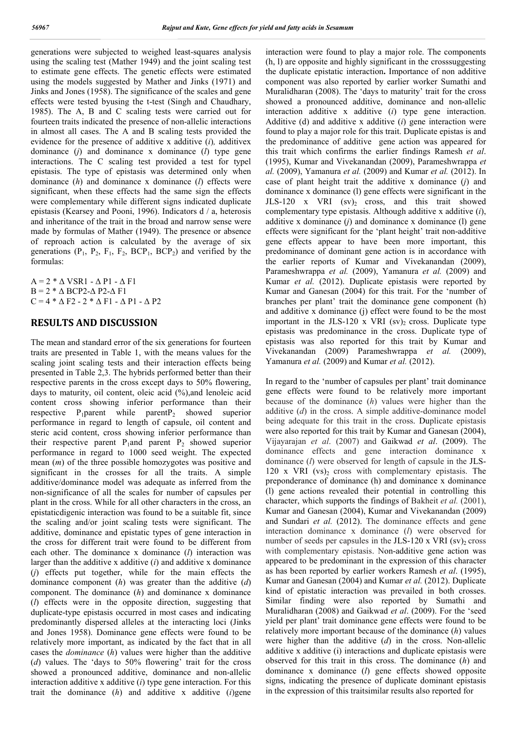generations were subjected to weighed least-squares analysis using the scaling test (Mather 1949) and the joint scaling test to estimate gene effects. The genetic effects were estimated using the models suggested by Mather and Jinks (1971) and Jinks and Jones (1958). The significance of the scales and gene effects were tested byusing the t-test (Singh and Chaudhary, 1985). The A, B and C scaling tests were carried out for fourteen traits indicated the presence of non-allelic interactions in almost all cases. The A and B scaling tests provided the evidence for the presence of additive x additive (*i*)*,* additivex dominance (*j*) and dominance x dominance (*l*) type gene interactions. The C scaling test provided a test for typel epistasis. The type of epistasis was determined only when dominance (*h*) and dominance x dominance (*l*) effects were significant, when these effects had the same sign the effects were complementary while different signs indicated duplicate epistasis (Kearsey and Pooni, 1996). Indicators d / a, heterosis and inheritance of the trait in the broad and narrow sense were made by formulas of Mather (1949). The presence or absence of reproach action is calculated by the average of six generations ($P_1$, $P_2$, $F_1$, $F_2$, $BCP_1$, $BCP_2$) and verified by the formulas:

$A = 2 * \Delta$ VSR1 - $\Delta$ P1 - $\Delta$ F1
$B = 2 * \Delta$ BCP2-$\Delta$ P2-$\Delta$ F1
$C = 4 * \Delta$ F2 - 2 * $\Delta$ F1 - $\Delta$ P1 - $\Delta$ P2

## RESULTS AND DISCUSSION

The mean and standard error of the six generations for fourteen traits are presented in Table 1, with the means values for the scaling joint scaling tests and their interaction effects being presented in Table 2,3. The hybrids performed better than their respective parents in the cross except days to 50% flowering, days to maturity, oil content, oleic acid (%),and lenoleic acid content cross showing inferior performance than their respective $P_1$parent while parent$P_2$ showed superior performance in regard to length of capsule, oil content and steric acid content, cross showing inferior performance than their respective parent $P_1$and parent $P_2$ showed superior performance in regard to 1000 seed weight. The expected mean (*m*) of the three possible homozygotes was positive and significant in the crosses for all the traits. A simple additive/dominance model was adequate as inferred from the non-significance of all the scales for number of capsules per plant in the cross. While for all other characters in the cross, an epistaticdigenic interaction was found to be a suitable fit, since the scaling and/or joint scaling tests were significant. The additive, dominance and epistatic types of gene interaction in the cross for different trait were found to be different from each other. The dominance x dominance (*l*) interaction was larger than the additive x additive (*i*) and additive x dominance (*j*) effects put together, while for the main effects the dominance component (*h*) was greater than the additive (*d*) component. The dominance (*h*) and dominance x dominance (*l*) effects were in the opposite direction, suggesting that duplicate-type epistasis occurred in most cases and indicating predominantly dispersed alleles at the interacting loci (Jinks and Jones 1958). Dominance gene effects were found to be relatively more important, as indicated by the fact that in all cases the *dominance* (*h*) values were higher than the additive (*d*) values. The 'days to 50% flowering' trait for the cross showed a pronounced additive, dominance and non-allelic interaction additive x additive (*i*) type gene interaction. For this trait the dominance (*h*) and additive x additive (*i*)gene interaction were found to play a major role. The components (h, l) are opposite and highly significant in the crosssuggesting the duplicate epistatic interaction**.** Importance of non additive component was also reported by earlier worker Sumathi and Muralidharan (2008). The 'days to maturity' trait for the cross showed a pronounced additive, dominance and non-allelic interaction additive x additive (*i*) type gene interaction. Additive (d) and additive x additive (*i*) gene interaction were found to play a major role for this trait. Duplicate epistas is and the predominance of additive gene action was appeared for this trait which confirms the earlier findings Ramesh *et al*. (1995), Kumar and Vivekanandan (2009), Parameshwrappa *et al.* (2009), Yamanura *et al.* (2009) and Kumar *et al.* (2012). In case of plant height trait the additive x dominance (*j*) and dominance x dominance (l) gene effects were significant in the JLS-120 x VRI $(sv)_2$ cross, and this trait showed complementary type epistasis. Although additive x additive (*i*), additive x dominance (*j*) and dominance x dominance (l) gene effects were significant for the 'plant height' trait non-additive gene effects appear to have been more important, this predominance of dominant gene action is in accordance with the earlier reports of Kumar and Vivekanandan (2009), Parameshwrappa *et al.* (2009), Yamanura *et al.* (2009) and Kumar *et al.* (2012). Duplicate epistasis were reported by Kumar and Ganesan (2004) for this trait. For the 'number of branches per plant' trait the dominance gene component (h) and additive x dominance (j) effect were found to be the most important in the JLS-120 x VRI $(sv)_2$ cross. Duplicate type epistasis was predominance in the cross. Duplicate type of epistasis was also reported for this trait by Kumar and Vivekanandan (2009) Parameshwrappa *et al.* (2009), Yamanura *et al.* (2009) and Kumar *et al.* (2012).

In regard to the 'number of capsules per plant' trait dominance gene effects were found to be relatively more important because of the dominance (*h*) values were higher than the additive (*d*) in the cross. A simple additive-dominance model being adequate for this trait in the cross. Duplicate epistasis were also reported for this trait by Kumar and Ganesan (2004), Vijayarajan *et al*. (2007) and Gaikwad *et al*. (2009). The dominance effects and gene interaction dominance x dominance (*l*) were observed for length of capsule in the JLS-120 x VRI $(vs)_2$ cross with complementary epistasis. The preponderance of dominance (h) and dominance x dominance (l) gene actions revealed their potential in controlling this character, which supports the findings of Bakheit *et al.* (2001), Kumar and Ganesan (2004), Kumar and Vivekanandan (2009) and Sundari *et al.* (2012). The dominance effects and gene interaction dominance x dominance (*l*) were observed for number of seeds per capsules in the JLS-120 x VRI $(sv)_2$ cross with complementary epistasis. Non-additive gene action was appeared to be predominant in the expression of this character as has been reported by earlier workers Ramesh *et al*. (1995), Kumar and Ganesan (2004) and Kumar *et al.* (2012). Duplicate kind of epistatic interaction was prevailed in both crosses. Similar finding were also reported by Sumathi and Muralidharan (2008) and Gaikwad *et al*. (2009). For the 'seed yield per plant' trait dominance gene effects were found to be relatively more important because of the dominance (*h*) values were higher than the additive (*d*) in the cross. Non-allelic additive x additive (i) interactions and duplicate epistasis were observed for this trait in this cross. The dominance (*h*) and dominance x dominance (*l*) gene effects showed opposite signs, indicating the presence of duplicate dominant epistasis in the expression of this traitsimilar results also reported for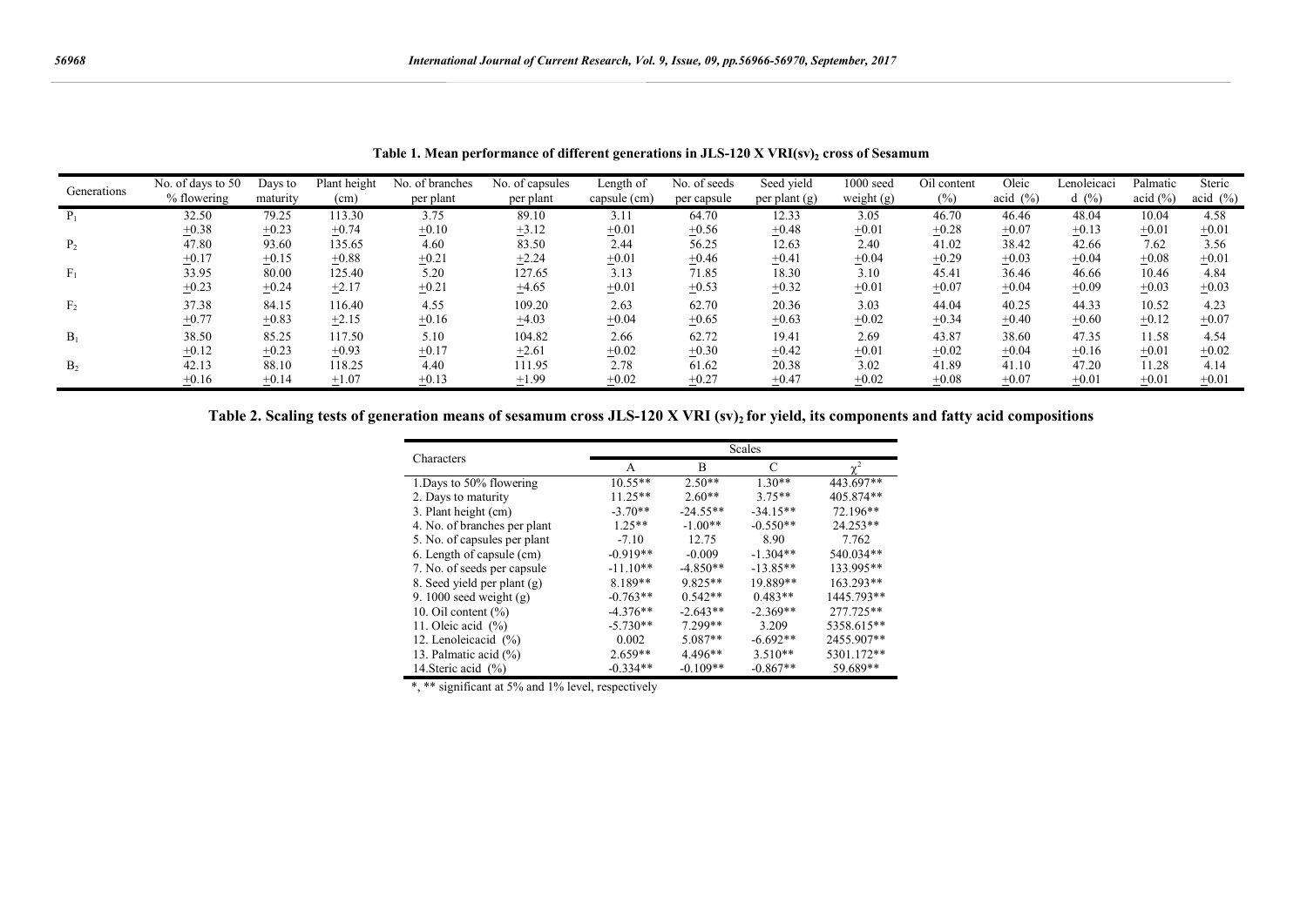**Table 1. Mean performance of different generations in JLS-120 X VRI(sv)$_2$ cross of Sesamum**

| Generations | No. of days to 50 % flowering | Days to maturity | Plant height (cm) | No. of branches per plant | No. of capsules per plant | Length of capsule (cm) | No. of seeds per capsule | Seed yield per plant (g) | 1000 seed weight (g) | Oil content (%) | Oleic acid (%) | Lenoleicacid (%) | Palmatic acid (%) | Steric acid (%) |
|---|---|---|---|---|---|---|---|---|---|---|---|---|---|---|
| $P_1$ | 32.50 ±0.38 | 79.25 ±0.23 | 113.30 ±0.74 | 3.75 ±0.10 | 89.10 ±3.12 | 3.11 ±0.01 | 64.70 ±0.56 | 12.33 ±0.48 | 3.05 ±0.01 | 46.70 ±0.28 | 46.46 ±0.07 | 48.04 ±0.13 | 10.04 ±0.01 | 4.58 ±0.01 |
| $P_2$ | 47.80 ±0.17 | 93.60 ±0.15 | 135.65 ±0.88 | 4.60 ±0.21 | 83.50 ±2.24 | 2.44 ±0.01 | 56.25 ±0.46 | 12.63 ±0.41 | 2.40 ±0.04 | 41.02 ±0.29 | 38.42 ±0.03 | 42.66 ±0.04 | 7.62 ±0.08 | 3.56 ±0.01 |
| $F_1$ | 33.95 ±0.23 | 80.00 ±0.24 | 125.40 ±2.17 | 5.20 ±0.21 | 127.65 ±4.65 | 3.13 ±0.01 | 71.85 ±0.53 | 18.30 ±0.32 | 3.10 ±0.01 | 45.41 ±0.07 | 36.46 ±0.04 | 46.66 ±0.09 | 10.46 ±0.03 | 4.84 ±0.03 |
| $F_2$ | 37.38 ±0.77 | 84.15 ±0.83 | 116.40 ±2.15 | 4.55 ±0.16 | 109.20 ±4.03 | 2.63 ±0.04 | 62.70 ±0.65 | 20.36 ±0.63 | 3.03 ±0.02 | 44.04 ±0.34 | 40.25 ±0.40 | 44.33 ±0.60 | 10.52 ±0.12 | 4.23 ±0.07 |
| $B_1$ | 38.50 ±0.12 | 85.25 ±0.23 | 117.50 ±0.93 | 5.10 ±0.17 | 104.82 ±2.61 | 2.66 ±0.02 | 62.72 ±0.30 | 19.41 ±0.42 | 2.69 ±0.01 | 43.87 ±0.02 | 38.60 ±0.04 | 47.35 ±0.16 | 11.58 ±0.01 | 4.54 ±0.02 |
| $B_2$ | 42.13 ±0.16 | 88.10 ±0.14 | 118.25 ±1.07 | 4.40 ±0.13 | 111.95 ±1.99 | 2.78 ±0.02 | 61.62 ±0.27 | 20.38 ±0.47 | 3.02 ±0.02 | 41.89 ±0.08 | 41.10 ±0.07 | 47.20 ±0.01 | 11.28 ±0.01 | 4.14 ±0.01 |

**Table 2. Scaling tests of generation means of sesamum cross JLS-120 X VRI (sv)$_2$ for yield, its components and fatty acid compositions**

| Characters | Scales | | | |
|---|---|---|---|---|
| | A | B | C | $\chi^2$ |
| 1.Days to 50% flowering | 10.55** | 2.50** | 1.30** | 443.697** |
| 2. Days to maturity | 11.25** | 2.60** | 3.75** | 405.874** |
| 3. Plant height (cm) | -3.70** | -24.55** | -34.15** | 72.196** |
| 4. No. of branches per plant | 1.25** | -1.00** | -0.550** | 24.253** |
| 5. No. of capsules per plant | -7.10 | 12.75 | 8.90 | 7.762 |
| 6. Length of capsule (cm) | -0.919** | -0.009 | -1.304** | 540.034** |
| 7. No. of seeds per capsule | -11.10** | -4.850** | -13.85** | 133.995** |
| 8. Seed yield per plant (g) | 8.189** | 9.825** | 19.889** | 163.293** |
| 9. 1000 seed weight (g) | -0.763** | 0.542** | 0.483** | 1445.793** |
| 10. Oil content (%) | -4.376** | -2.643** | -2.369** | 277.725** |
| 11. Oleic acid (%) | -5.730** | 7.299** | 3.209 | 5358.615** |
| 12. Lenoleicacid (%) | 0.002 | 5.087** | -6.692** | 2455.907** |
| 13. Palmatic acid (%) | 2.659** | 4.496** | 3.510** | 5301.172** |
| 14.Steric acid (%) | -0.334** | -0.109** | -0.867** | 59.689** |

*, ** significant at 5% and 1% level, respectively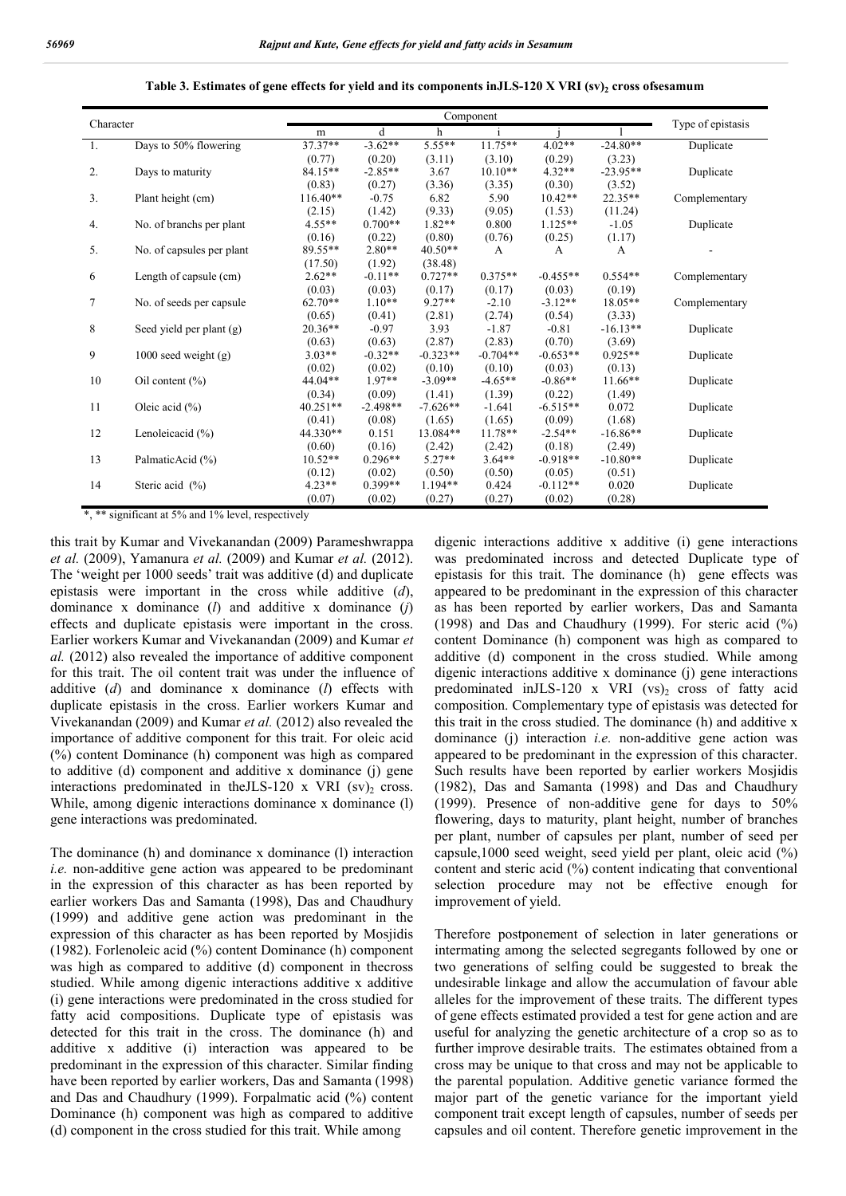**Table 3. Estimates of gene effects for yield and its components inJLS-120 X VRI (sv)$_2$ cross ofsesamum**

| Character | | Component | | | | | | Type of epistasis |
|---|---|---|---|---|---|---|---|---|
| | | m | d | h | i | j | l | |
| 1. | Days to 50% flowering | 37.37** | -3.62** | 5.55** | 11.75** | 4.02** | -24.80** | Duplicate |
| | | (0.77) | (0.20) | (3.11) | (3.10) | (0.29) | (3.23) | |
| 2. | Days to maturity | 84.15** | -2.85** | 3.67 | 10.10** | 4.32** | -23.95** | Duplicate |
| | | (0.83) | (0.27) | (3.36) | (3.35) | (0.30) | (3.52) | |
| 3. | Plant height (cm) | 116.40** | -0.75 | 6.82 | 5.90 | 10.42** | 22.35** | Complementary |
| | | (2.15) | (1.42) | (9.33) | (9.05) | (1.53) | (11.24) | |
| 4. | No. of branchs per plant | 4.55** | 0.700** | 1.82** | 0.800 | 1.125** | -1.05 | Duplicate |
| | | (0.16) | (0.22) | (0.80) | (0.76) | (0.25) | (1.17) | |
| 5. | No. of capsules per plant | 89.55** | 2.80** | 40.50** | A | A | A | - |
| | | (17.50) | (1.92) | (38.48) | | | | |
| 6 | Length of capsule (cm) | 2.62** | -0.11** | 0.727** | 0.375** | -0.455** | 0.554** | Complementary |
| | | (0.03) | (0.03) | (0.17) | (0.17) | (0.03) | (0.19) | |
| 7 | No. of seeds per capsule | 62.70** | 1.10** | 9.27** | -2.10 | -3.12** | 18.05** | Complementary |
| | | (0.65) | (0.41) | (2.81) | (2.74) | (0.54) | (3.33) | |
| 8 | Seed yield per plant (g) | 20.36** | -0.97 | 3.93 | -1.87 | -0.81 | -16.13** | Duplicate |
| | | (0.63) | (0.63) | (2.87) | (2.83) | (0.70) | (3.69) | |
| 9 | 1000 seed weight (g) | 3.03** | -0.32** | -0.323** | -0.704** | -0.653** | 0.925** | Duplicate |
| | | (0.02) | (0.02) | (0.10) | (0.10) | (0.03) | (0.13) | |
| 10 | Oil content (%) | 44.04** | 1.97** | -3.09** | -4.65** | -0.86** | 11.66** | Duplicate |
| | | (0.34) | (0.09) | (1.41) | (1.39) | (0.22) | (1.49) | |
| 11 | Oleic acid (%) | 40.251** | -2.498** | -7.626** | -1.641 | -6.515** | 0.072 | Duplicate |
| | | (0.41) | (0.08) | (1.65) | (1.65) | (0.09) | (1.68) | |
| 12 | Lenoleicacid (%) | 44.330** | 0.151 | 13.084** | 11.78** | -2.54** | -16.86** | Duplicate |
| | | (0.60) | (0.16) | (2.42) | (2.42) | (0.18) | (2.49) | |
| 13 | PalmaticAcid (%) | 10.52** | 0.296** | 5.27** | 3.64** | -0.918** | -10.80** | Duplicate |
| | | (0.12) | (0.02) | (0.50) | (0.50) | (0.05) | (0.51) | |
| 14 | Steric acid (%) | 4.23** | 0.399** | 1.194** | 0.424 | -0.112** | 0.020 | Duplicate |
| | | (0.07) | (0.02) | (0.27) | (0.27) | (0.02) | (0.28) | |

*, ** significant at 5% and 1% level, respectively

this trait by Kumar and Vivekanandan (2009) Parameshwrappa *et al.* (2009), Yamanura *et al.* (2009) and Kumar *et al.* (2012). The 'weight per 1000 seeds' trait was additive (d) and duplicate epistasis were important in the cross while additive (*d*), dominance x dominance (*l*) and additive x dominance (*j*) effects and duplicate epistasis were important in the cross. Earlier workers Kumar and Vivekanandan (2009) and Kumar *et al.* (2012) also revealed the importance of additive component for this trait. The oil content trait was under the influence of additive (*d*) and dominance x dominance (*l*) effects with duplicate epistasis in the cross. Earlier workers Kumar and Vivekanandan (2009) and Kumar *et al.* (2012) also revealed the importance of additive component for this trait. For oleic acid (%) content Dominance (h) component was high as compared to additive (d) component and additive x dominance (j) gene interactions predominated in theJLS-120 x VRI (sv)$_2$ cross. While, among digenic interactions dominance x dominance (l) gene interactions was predominated.

The dominance (h) and dominance x dominance (l) interaction *i.e.* non-additive gene action was appeared to be predominant in the expression of this character as has been reported by earlier workers Das and Samanta (1998), Das and Chaudhury (1999) and additive gene action was predominant in the expression of this character as has been reported by Mosjidis (1982). Forlenoleic acid (%) content Dominance (h) component was high as compared to additive (d) component in thecross studied. While among digenic interactions additive x additive (i) gene interactions were predominated in the cross studied for fatty acid compositions. Duplicate type of epistasis was detected for this trait in the cross. The dominance (h) and additive x additive (i) interaction was appeared to be predominant in the expression of this character. Similar finding have been reported by earlier workers, Das and Samanta (1998) and Das and Chaudhury (1999). Forpalmatic acid (%) content Dominance (h) component was high as compared to additive (d) component in the cross studied for this trait. While among digenic interactions additive x additive (i) gene interactions was predominated incross and detected Duplicate type of epistasis for this trait. The dominance (h) gene effects was appeared to be predominant in the expression of this character as has been reported by earlier workers, Das and Samanta (1998) and Das and Chaudhury (1999). For steric acid (%) content Dominance (h) component was high as compared to additive (d) component in the cross studied. While among digenic interactions additive x dominance (j) gene interactions predominated inJLS-120 x VRI (vs)$_2$ cross of fatty acid composition. Complementary type of epistasis was detected for this trait in the cross studied. The dominance (h) and additive x dominance (j) interaction *i.e.* non-additive gene action was appeared to be predominant in the expression of this character. Such results have been reported by earlier workers Mosjidis (1982), Das and Samanta (1998) and Das and Chaudhury (1999). Presence of non-additive gene for days to 50% flowering, days to maturity, plant height, number of branches per plant, number of capsules per plant, number of seed per capsule,1000 seed weight, seed yield per plant, oleic acid (%) content and steric acid (%) content indicating that conventional selection procedure may not be effective enough for improvement of yield.

Therefore postponement of selection in later generations or intermating among the selected segregants followed by one or two generations of selfing could be suggested to break the undesirable linkage and allow the accumulation of favour able alleles for the improvement of these traits. The different types of gene effects estimated provided a test for gene action and are useful for analyzing the genetic architecture of a crop so as to further improve desirable traits. The estimates obtained from a cross may be unique to that cross and may not be applicable to the parental population. Additive genetic variance formed the major part of the genetic variance for the important yield component trait except length of capsules, number of seeds per capsules and oil content. Therefore genetic improvement in the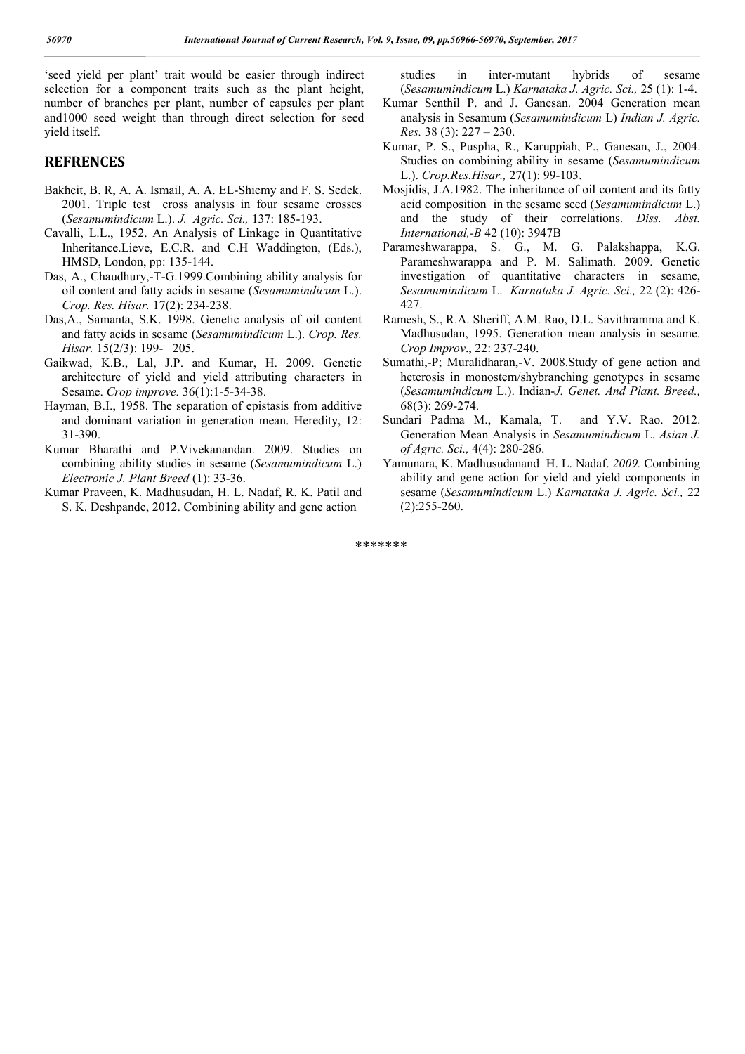'seed yield per plant' trait would be easier through indirect selection for a component traits such as the plant height, number of branches per plant, number of capsules per plant and1000 seed weight than through direct selection for seed yield itself.

## REFRENCES

- Bakheit, B. R, A. A. Ismail, A. A. EL-Shiemy and F. S. Sedek. 2001. Triple test cross analysis in four sesame crosses (*Sesamumindicum* L.). *J. Agric. Sci.,* 137: 185-193.
- Cavalli, L.L., 1952. An Analysis of Linkage in Quantitative Inheritance.Lieve, E.C.R. and C.H Waddington, (Eds.), HMSD, London, pp: 135-144.
- Das, A., Chaudhury,-T-G.1999.Combining ability analysis for oil content and fatty acids in sesame (*Sesamumindicum* L.). *Crop. Res. Hisar.* 17(2): 234-238.
- Das,A., Samanta, S.K. 1998. Genetic analysis of oil content and fatty acids in sesame (*Sesamumindicum* L.). *Crop. Res. Hisar.* 15(2/3): 199- 205.
- Gaikwad, K.B., Lal, J.P. and Kumar, H. 2009. Genetic architecture of yield and yield attributing characters in Sesame. *Crop improve.* 36(1):1-5-34-38.
- Hayman, B.I., 1958. The separation of epistasis from additive and dominant variation in generation mean. Heredity, 12: 31-390.
- Kumar Bharathi and P.Vivekanandan. 2009. Studies on combining ability studies in sesame (*Sesamumindicum* L.) *Electronic J. Plant Breed* (1): 33-36.
- Kumar Praveen, K. Madhusudan, H. L. Nadaf, R. K. Patil and S. K. Deshpande, 2012. Combining ability and gene action studies in inter-mutant hybrids of sesame (*Sesamumindicum* L.) *Karnataka J. Agric. Sci.,* 25 (1): 1-4.
- Kumar Senthil P. and J. Ganesan. 2004 Generation mean analysis in Sesamum (*Sesamumindicum* L) *Indian J. Agric. Res.* 38 (3): 227 – 230.
- Kumar, P. S., Puspha, R., Karuppiah, P., Ganesan, J., 2004. Studies on combining ability in sesame (*Sesamumindicum* L.). *Crop.Res.Hisar.,* 27(1): 99-103.
- Mosjidis, J.A.1982. The inheritance of oil content and its fatty acid composition in the sesame seed (*Sesamumindicum* L.) and the study of their correlations. *Diss. Abst. International,-B* 42 (10): 3947B
- Parameshwarappa, S. G., M. G. Palakshappa, K.G. Parameshwarappa and P. M. Salimath. 2009. Genetic investigation of quantitative characters in sesame, *Sesamumindicum* L. *Karnataka J. Agric. Sci.,* 22 (2): 426-427.
- Ramesh, S., R.A. Sheriff, A.M. Rao, D.L. Savithramma and K. Madhusudan, 1995. Generation mean analysis in sesame. *Crop Improv*., 22: 237-240.
- Sumathi,-P; Muralidharan,-V. 2008.Study of gene action and heterosis in monostem/shybranching genotypes in sesame (*Sesamumindicum* L.). Indian-*J. Genet. And Plant. Breed.,* 68(3): 269-274.
- Sundari Padma M., Kamala, T. and Y.V. Rao. 2012. Generation Mean Analysis in *Sesamumindicum* L. *Asian J. of Agric. Sci.,* 4(4): 280-286.
- Yamunara, K. Madhusudanand H. L. Nadaf. *2009.* Combining ability and gene action for yield and yield components in sesame (*Sesamumindicum* L.) *Karnataka J. Agric. Sci.,* 22 (2):255-260.

*******